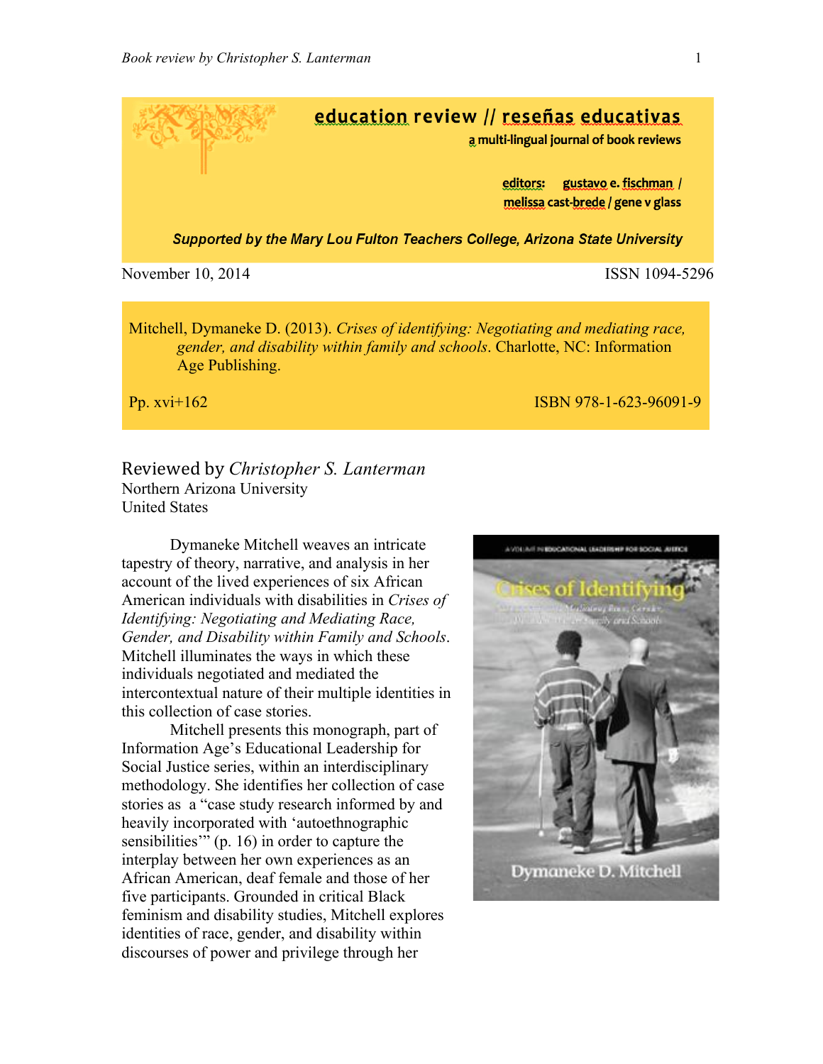# education review // reseñas educativas

a multi-lingual journal of book reviews

editors: gustavo e. fischman / melissa cast-brede / gene v glass

***Supported by the Mary Lou Fulton Teachers College, Arizona State University***

November 10, 2014 ISSN 1094-5296

Mitchell, Dymaneke D. (2013). *Crises of identifying: Negotiating and mediating race, gender, and disability within family and schools*. Charlotte, NC: Information Age Publishing.

Pp. xvi+162 ISBN 978-1-623-96091-9

## Reviewed by *Christopher S. Lanterman*

Northern Arizona University
United States

Dymaneke Mitchell weaves an intricate tapestry of theory, narrative, and analysis in her account of the lived experiences of six African American individuals with disabilities in *Crises of Identifying: Negotiating and Mediating Race, Gender, and Disability within Family and Schools*. Mitchell illuminates the ways in which these individuals negotiated and mediated the intercontextual nature of their multiple identities in this collection of case stories.

Mitchell presents this monograph, part of Information Age's Educational Leadership for Social Justice series, within an interdisciplinary methodology. She identifies her collection of case stories as a "case study research informed by and heavily incorporated with 'autoethnographic sensibilities'" (p. 16) in order to capture the interplay between her own experiences as an African American, deaf female and those of her five participants. Grounded in critical Black feminism and disability studies, Mitchell explores identities of race, gender, and disability within discourses of power and privilege through her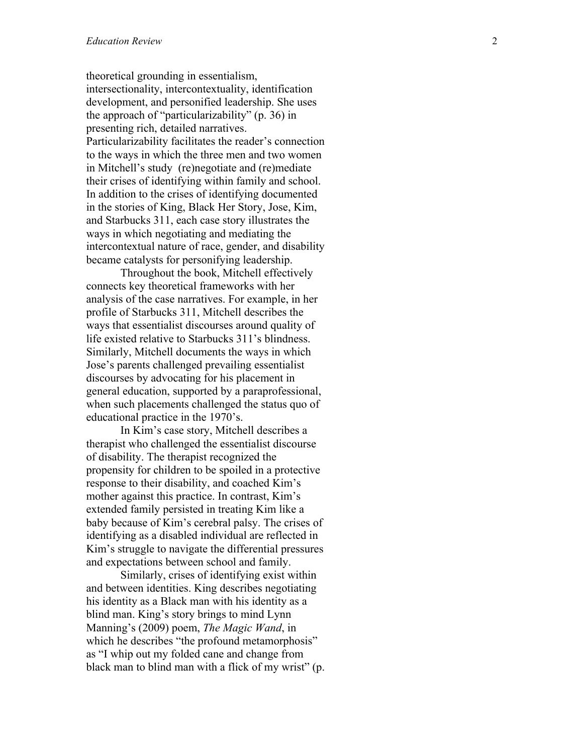theoretical grounding in essentialism, intersectionality, intercontextuality, identification development, and personified leadership. She uses the approach of "particularizability" (p. 36) in presenting rich, detailed narratives. Particularizability facilitates the reader's connection to the ways in which the three men and two women in Mitchell's study (re)negotiate and (re)mediate their crises of identifying within family and school. In addition to the crises of identifying documented in the stories of King, Black Her Story, Jose, Kim, and Starbucks 311, each case story illustrates the ways in which negotiating and mediating the intercontextual nature of race, gender, and disability became catalysts for personifying leadership.

Throughout the book, Mitchell effectively connects key theoretical frameworks with her analysis of the case narratives. For example, in her profile of Starbucks 311, Mitchell describes the ways that essentialist discourses around quality of life existed relative to Starbucks 311's blindness. Similarly, Mitchell documents the ways in which Jose's parents challenged prevailing essentialist discourses by advocating for his placement in general education, supported by a paraprofessional, when such placements challenged the status quo of educational practice in the 1970's.

In Kim's case story, Mitchell describes a therapist who challenged the essentialist discourse of disability. The therapist recognized the propensity for children to be spoiled in a protective response to their disability, and coached Kim's mother against this practice. In contrast, Kim's extended family persisted in treating Kim like a baby because of Kim's cerebral palsy. The crises of identifying as a disabled individual are reflected in Kim's struggle to navigate the differential pressures and expectations between school and family.

Similarly, crises of identifying exist within and between identities. King describes negotiating his identity as a Black man with his identity as a blind man. King's story brings to mind Lynn Manning's (2009) poem, *The Magic Wand*, in which he describes "the profound metamorphosis" as "I whip out my folded cane and change from black man to blind man with a flick of my wrist" (p.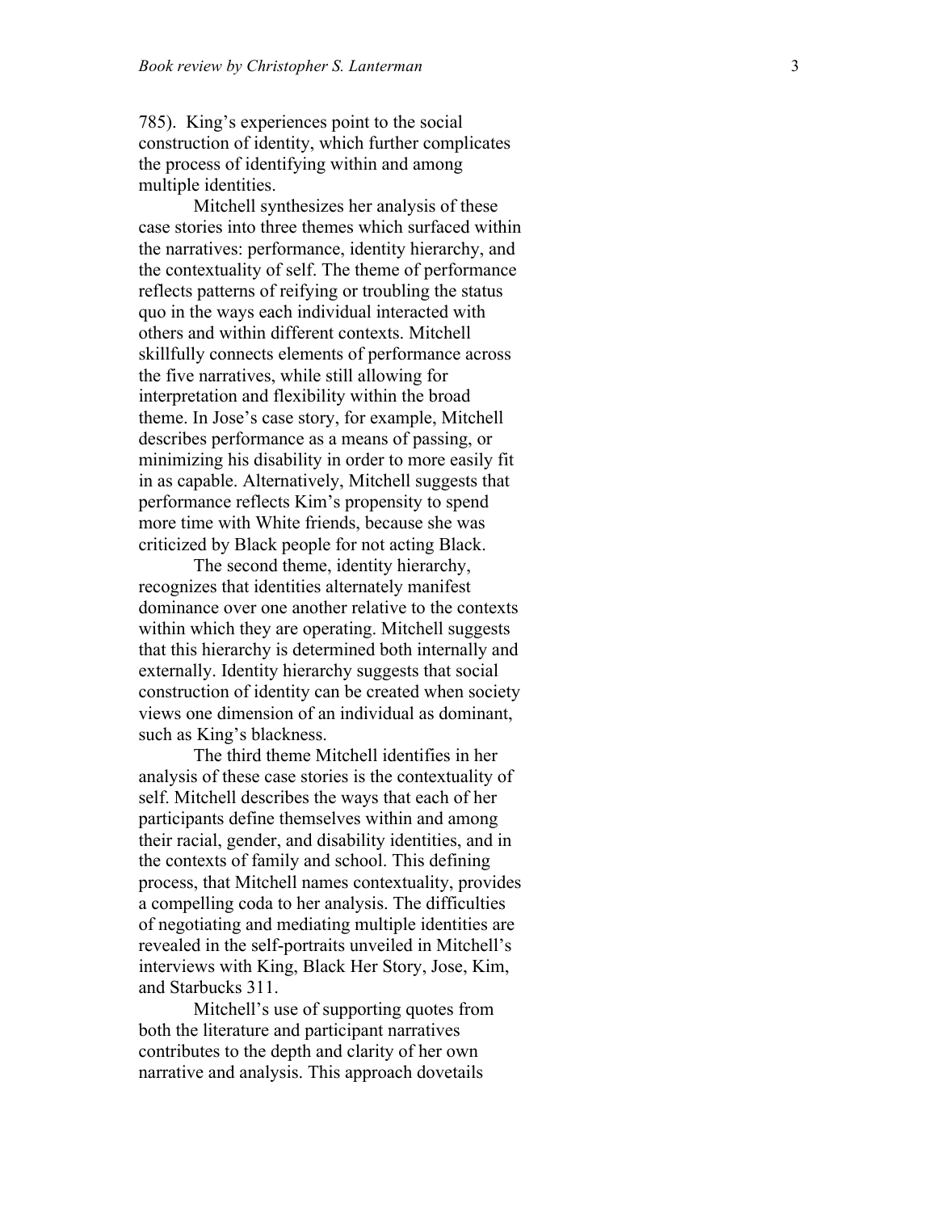785). King's experiences point to the social construction of identity, which further complicates the process of identifying within and among multiple identities.

Mitchell synthesizes her analysis of these case stories into three themes which surfaced within the narratives: performance, identity hierarchy, and the contextuality of self. The theme of performance reflects patterns of reifying or troubling the status quo in the ways each individual interacted with others and within different contexts. Mitchell skillfully connects elements of performance across the five narratives, while still allowing for interpretation and flexibility within the broad theme. In Jose's case story, for example, Mitchell describes performance as a means of passing, or minimizing his disability in order to more easily fit in as capable. Alternatively, Mitchell suggests that performance reflects Kim's propensity to spend more time with White friends, because she was criticized by Black people for not acting Black.

The second theme, identity hierarchy, recognizes that identities alternately manifest dominance over one another relative to the contexts within which they are operating. Mitchell suggests that this hierarchy is determined both internally and externally. Identity hierarchy suggests that social construction of identity can be created when society views one dimension of an individual as dominant, such as King's blackness.

The third theme Mitchell identifies in her analysis of these case stories is the contextuality of self. Mitchell describes the ways that each of her participants define themselves within and among their racial, gender, and disability identities, and in the contexts of family and school. This defining process, that Mitchell names contextuality, provides a compelling coda to her analysis. The difficulties of negotiating and mediating multiple identities are revealed in the self-portraits unveiled in Mitchell's interviews with King, Black Her Story, Jose, Kim, and Starbucks 311.

Mitchell's use of supporting quotes from both the literature and participant narratives contributes to the depth and clarity of her own narrative and analysis. This approach dovetails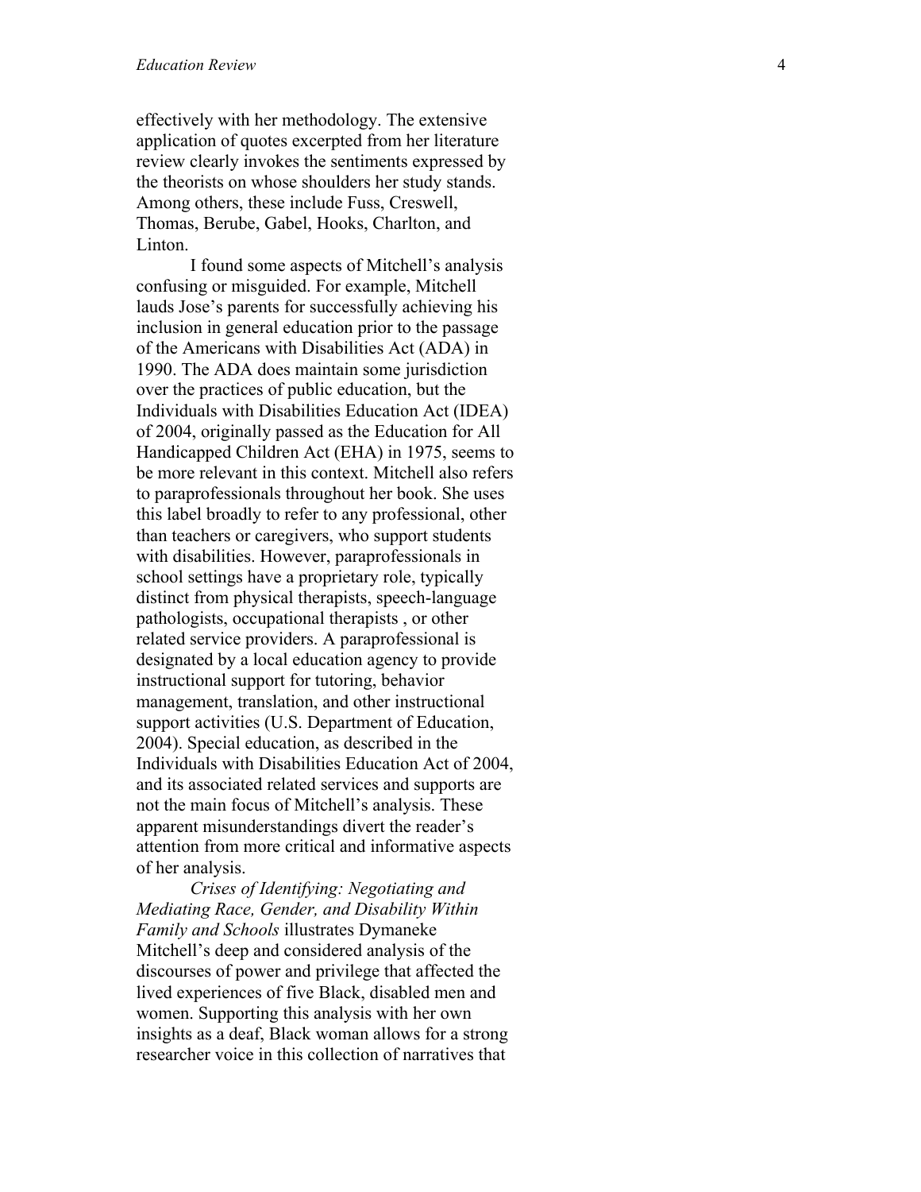effectively with her methodology. The extensive application of quotes excerpted from her literature review clearly invokes the sentiments expressed by the theorists on whose shoulders her study stands. Among others, these include Fuss, Creswell, Thomas, Berube, Gabel, Hooks, Charlton, and Linton.

I found some aspects of Mitchell's analysis confusing or misguided. For example, Mitchell lauds Jose's parents for successfully achieving his inclusion in general education prior to the passage of the Americans with Disabilities Act (ADA) in 1990. The ADA does maintain some jurisdiction over the practices of public education, but the Individuals with Disabilities Education Act (IDEA) of 2004, originally passed as the Education for All Handicapped Children Act (EHA) in 1975, seems to be more relevant in this context. Mitchell also refers to paraprofessionals throughout her book. She uses this label broadly to refer to any professional, other than teachers or caregivers, who support students with disabilities. However, paraprofessionals in school settings have a proprietary role, typically distinct from physical therapists, speech-language pathologists, occupational therapists , or other related service providers. A paraprofessional is designated by a local education agency to provide instructional support for tutoring, behavior management, translation, and other instructional support activities (U.S. Department of Education, 2004). Special education, as described in the Individuals with Disabilities Education Act of 2004, and its associated related services and supports are not the main focus of Mitchell's analysis. These apparent misunderstandings divert the reader's attention from more critical and informative aspects of her analysis.

*Crises of Identifying: Negotiating and Mediating Race, Gender, and Disability Within Family and Schools* illustrates Dymaneke Mitchell's deep and considered analysis of the discourses of power and privilege that affected the lived experiences of five Black, disabled men and women. Supporting this analysis with her own insights as a deaf, Black woman allows for a strong researcher voice in this collection of narratives that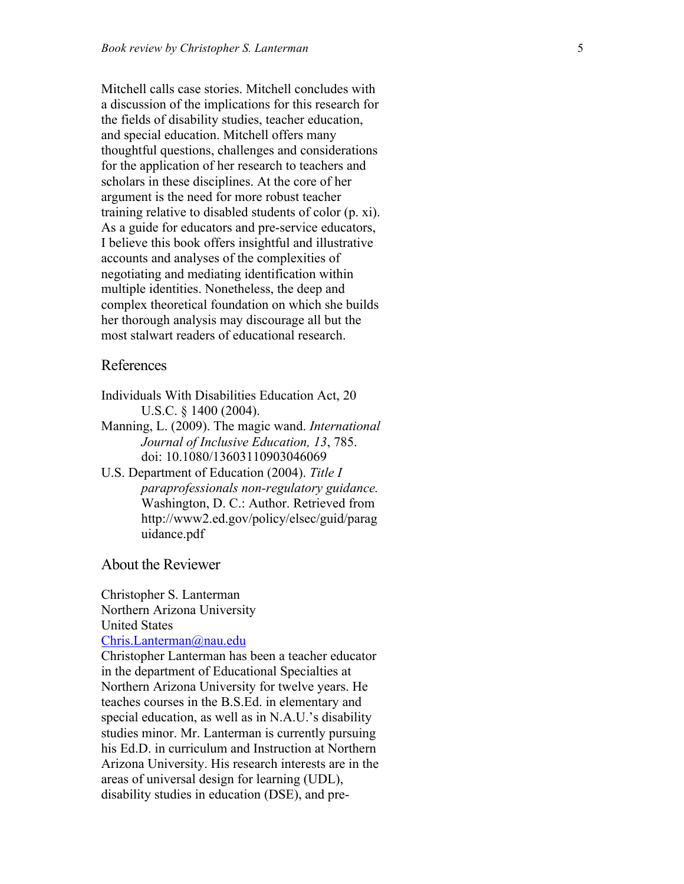Mitchell calls case stories. Mitchell concludes with a discussion of the implications for this research for the fields of disability studies, teacher education, and special education. Mitchell offers many thoughtful questions, challenges and considerations for the application of her research to teachers and scholars in these disciplines. At the core of her argument is the need for more robust teacher training relative to disabled students of color (p. xi). As a guide for educators and pre-service educators, I believe this book offers insightful and illustrative accounts and analyses of the complexities of negotiating and mediating identification within multiple identities. Nonetheless, the deep and complex theoretical foundation on which she builds her thorough analysis may discourage all but the most stalwart readers of educational research.

## References

Individuals With Disabilities Education Act, 20 U.S.C. § 1400 (2004).

Manning, L. (2009). The magic wand. *International Journal of Inclusive Education, 13*, 785. doi: 10.1080/13603110903046069

U.S. Department of Education (2004). *Title I paraprofessionals non-regulatory guidance.* Washington, D. C.: Author. Retrieved from http://www2.ed.gov/policy/elsec/guid/paraguidance.pdf

## About the Reviewer

Christopher S. Lanterman
Northern Arizona University
United States
[Chris.Lanterman@nau.edu](mailto:Chris.Lanterman@nau.edu)

Christopher Lanterman has been a teacher educator in the department of Educational Specialties at Northern Arizona University for twelve years. He teaches courses in the B.S.Ed. in elementary and special education, as well as in N.A.U.'s disability studies minor. Mr. Lanterman is currently pursuing his Ed.D. in curriculum and Instruction at Northern Arizona University. His research interests are in the areas of universal design for learning (UDL), disability studies in education (DSE), and pre-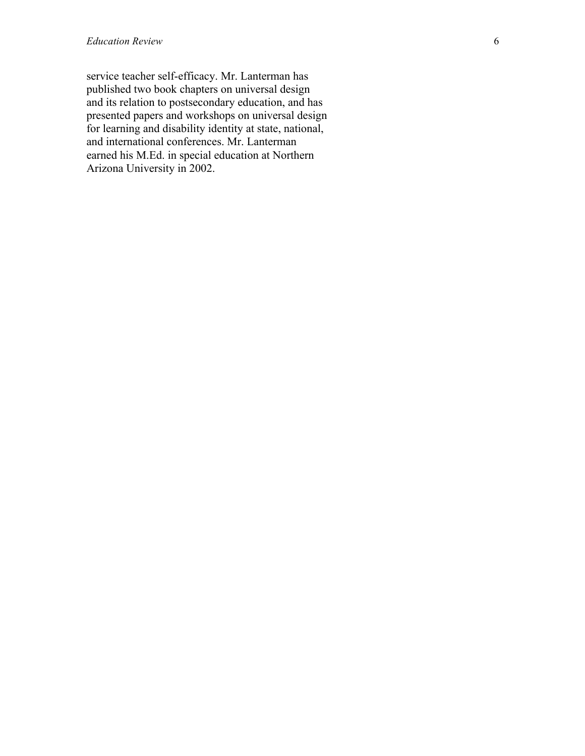service teacher self-efficacy. Mr. Lanterman has published two book chapters on universal design and its relation to postsecondary education, and has presented papers and workshops on universal design for learning and disability identity at state, national, and international conferences. Mr. Lanterman earned his M.Ed. in special education at Northern Arizona University in 2002.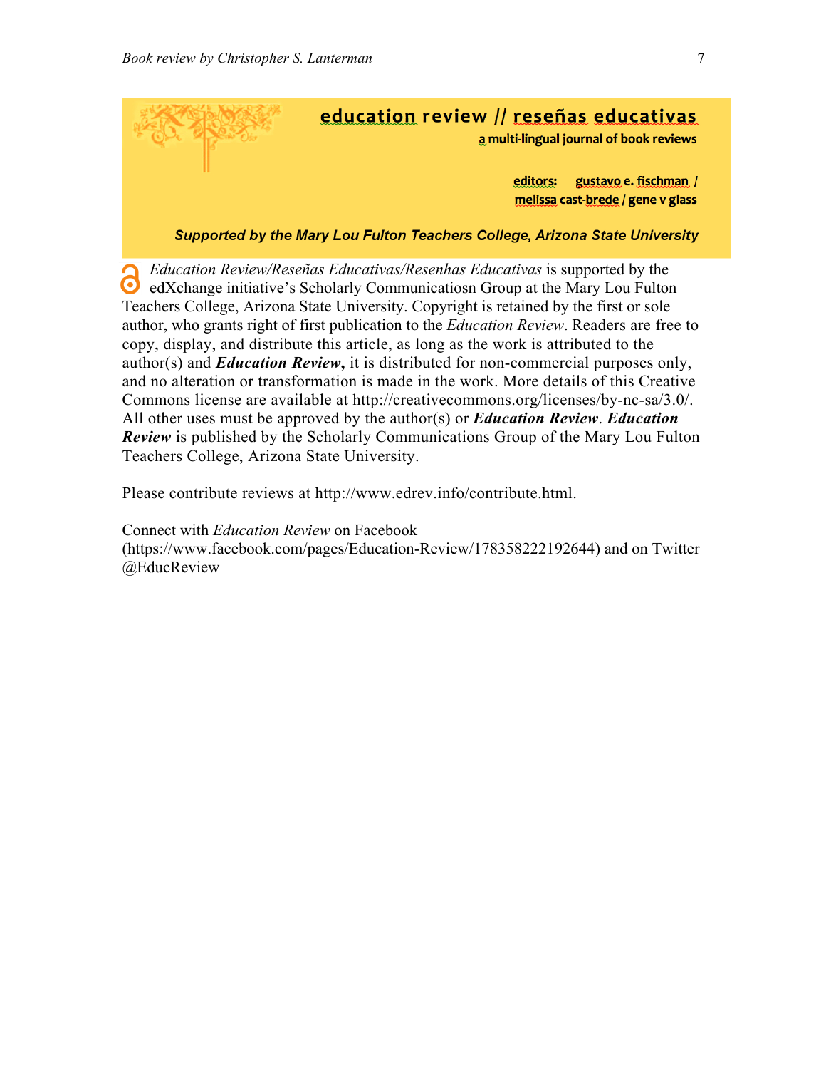**education review // reseñas educativas**

**a multi-lingual journal of book reviews**

**editors: gustavo e. fischman / melissa cast-brede / gene v glass**

***Supported by the Mary Lou Fulton Teachers College, Arizona State University***

*Education Review/Reseñas Educativas/Resenhas Educativas* is supported by the edXchange initiative's Scholarly Communicatiosn Group at the Mary Lou Fulton Teachers College, Arizona State University. Copyright is retained by the first or sole author, who grants right of first publication to the *Education Review*. Readers are free to copy, display, and distribute this article, as long as the work is attributed to the author(s) and ***Education Review,*** it is distributed for non-commercial purposes only, and no alteration or transformation is made in the work. More details of this Creative Commons license are available at http://creativecommons.org/licenses/by-nc-sa/3.0/. All other uses must be approved by the author(s) or ***Education Review***. ***Education Review*** is published by the Scholarly Communications Group of the Mary Lou Fulton Teachers College, Arizona State University.

Please contribute reviews at http://www.edrev.info/contribute.html.

Connect with *Education Review* on Facebook (https://www.facebook.com/pages/Education-Review/178358222192644) and on Twitter @EducReview